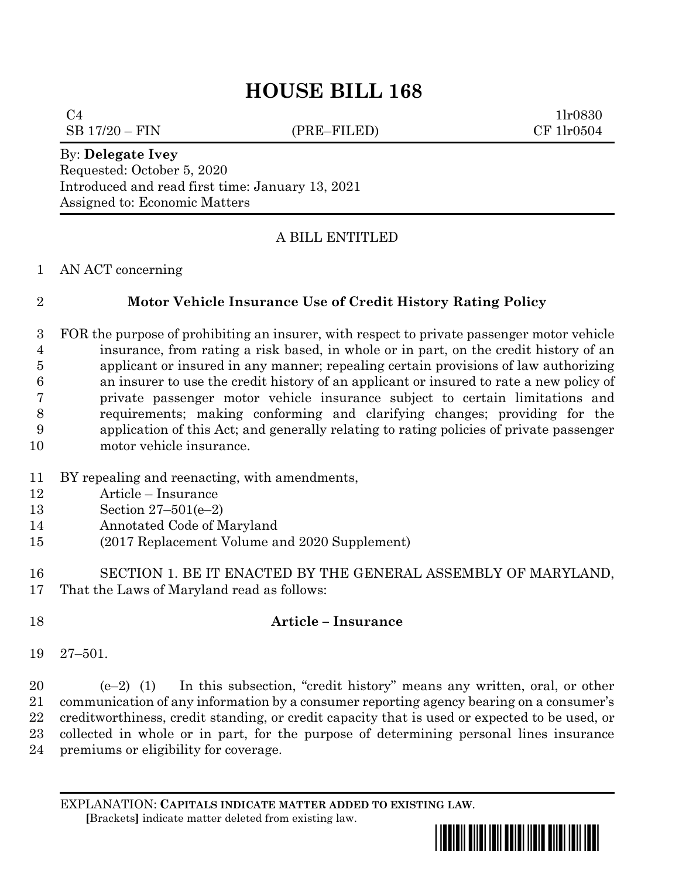# HOUSE BILL 168

C4 1lr0830
SB 17/20 – FIN (PRE–FILED) CF 1lr0504

By: **Delegate Ivey**
Requested: October 5, 2020
Introduced and read first time: January 13, 2021
Assigned to: Economic Matters

A BILL ENTITLED

AN ACT concerning

**Motor Vehicle Insurance Use of Credit History Rating Policy**

FOR the purpose of prohibiting an insurer, with respect to private passenger motor vehicle insurance, from rating a risk based, in whole or in part, on the credit history of an applicant or insured in any manner; repealing certain provisions of law authorizing an insurer to use the credit history of an applicant or insured to rate a new policy of private passenger motor vehicle insurance subject to certain limitations and requirements; making conforming and clarifying changes; providing for the application of this Act; and generally relating to rating policies of private passenger motor vehicle insurance.

BY repealing and reenacting, with amendments,
Article – Insurance
Section 27–501(e–2)
Annotated Code of Maryland
(2017 Replacement Volume and 2020 Supplement)

SECTION 1. BE IT ENACTED BY THE GENERAL ASSEMBLY OF MARYLAND, That the Laws of Maryland read as follows:

**Article – Insurance**

27–501.

(e–2) (1) In this subsection, "credit history" means any written, oral, or other communication of any information by a consumer reporting agency bearing on a consumer's creditworthiness, credit standing, or credit capacity that is used or expected to be used, or collected in whole or in part, for the purpose of determining personal lines insurance premiums or eligibility for coverage.

EXPLANATION: **CAPITALS INDICATE MATTER ADDED TO EXISTING LAW**.
**[**Brackets**]** indicate matter deleted from existing law.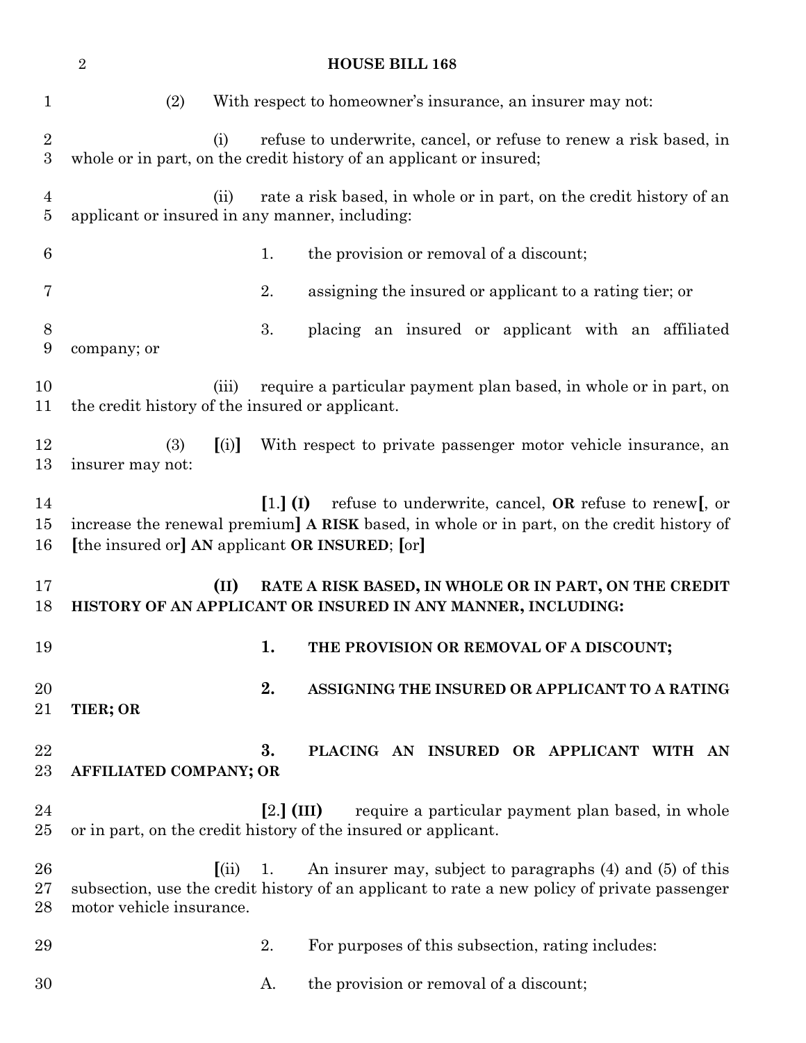(2) With respect to homeowner's insurance, an insurer may not:

(i) refuse to underwrite, cancel, or refuse to renew a risk based, in whole or in part, on the credit history of an applicant or insured;

(ii) rate a risk based, in whole or in part, on the credit history of an applicant or insured in any manner, including:

1. the provision or removal of a discount;

2. assigning the insured or applicant to a rating tier; or

3. placing an insured or applicant with an affiliated company; or

(iii) require a particular payment plan based, in whole or in part, on the credit history of the insured or applicant.

(3) [(i)] With respect to private passenger motor vehicle insurance, an insurer may not:

[1.] **(I)** refuse to underwrite, cancel, **OR** refuse to renew[, or increase the renewal premium] **A RISK** based, in whole or in part, on the credit history of [the insured or] **AN** applicant **OR INSURED**; [or]

**(II) RATE A RISK BASED, IN WHOLE OR IN PART, ON THE CREDIT HISTORY OF AN APPLICANT OR INSURED IN ANY MANNER, INCLUDING:**

**1. THE PROVISION OR REMOVAL OF A DISCOUNT;**

**2. ASSIGNING THE INSURED OR APPLICANT TO A RATING TIER; OR**

**3. PLACING AN INSURED OR APPLICANT WITH AN AFFILIATED COMPANY; OR**

[2.] **(III)** require a particular payment plan based, in whole or in part, on the credit history of the insured or applicant.

[(ii) 1. An insurer may, subject to paragraphs (4) and (5) of this subsection, use the credit history of an applicant to rate a new policy of private passenger motor vehicle insurance.

2. For purposes of this subsection, rating includes:

A. the provision or removal of a discount;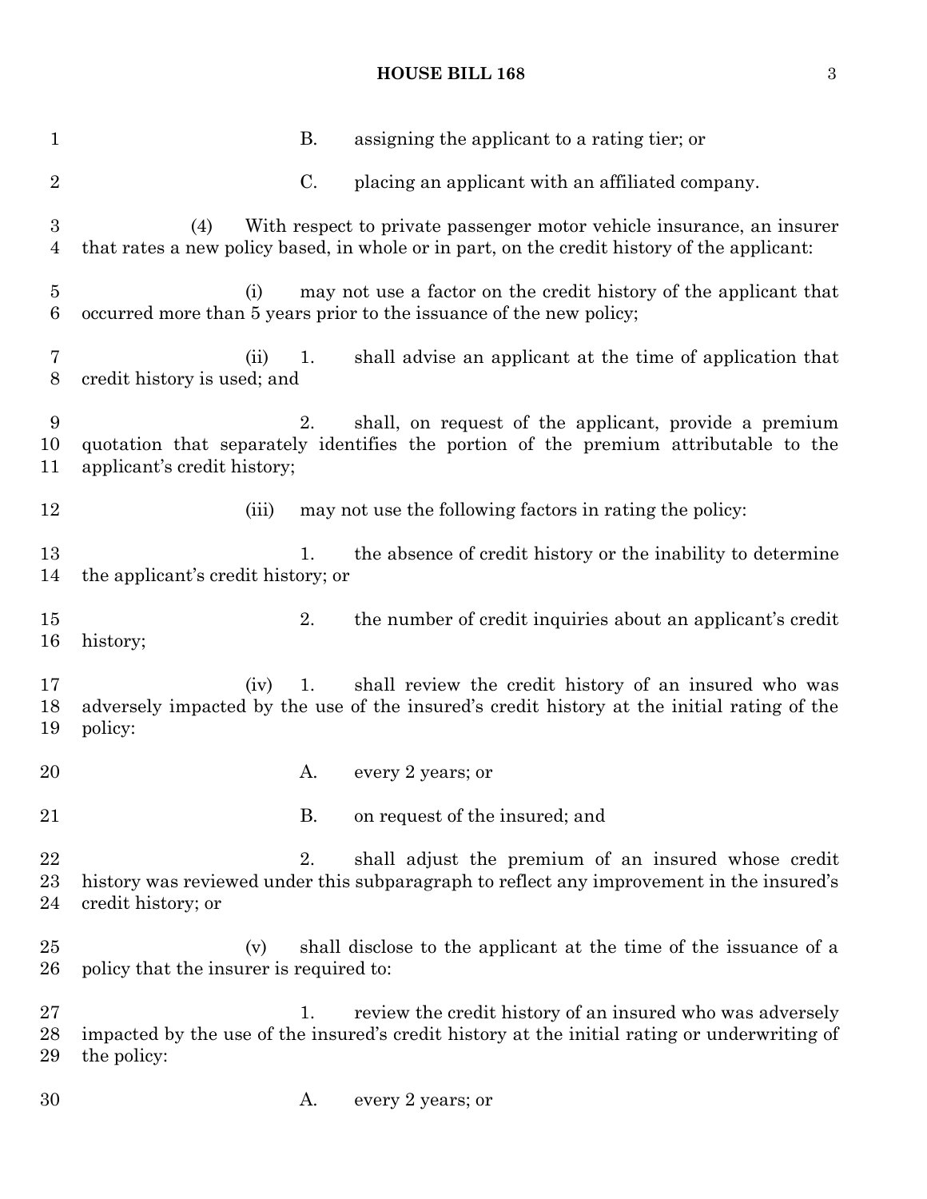B. assigning the applicant to a rating tier; or

C. placing an applicant with an affiliated company.

(4) With respect to private passenger motor vehicle insurance, an insurer that rates a new policy based, in whole or in part, on the credit history of the applicant:

(i) may not use a factor on the credit history of the applicant that occurred more than 5 years prior to the issuance of the new policy;

(ii) 1. shall advise an applicant at the time of application that credit history is used; and

2. shall, on request of the applicant, provide a premium quotation that separately identifies the portion of the premium attributable to the applicant's credit history;

(iii) may not use the following factors in rating the policy:

1. the absence of credit history or the inability to determine the applicant's credit history; or

2. the number of credit inquiries about an applicant's credit history;

(iv) 1. shall review the credit history of an insured who was adversely impacted by the use of the insured's credit history at the initial rating of the policy:

A. every 2 years; or

B. on request of the insured; and

2. shall adjust the premium of an insured whose credit history was reviewed under this subparagraph to reflect any improvement in the insured's credit history; or

(v) shall disclose to the applicant at the time of the issuance of a policy that the insurer is required to:

1. review the credit history of an insured who was adversely impacted by the use of the insured's credit history at the initial rating or underwriting of the policy:

A. every 2 years; or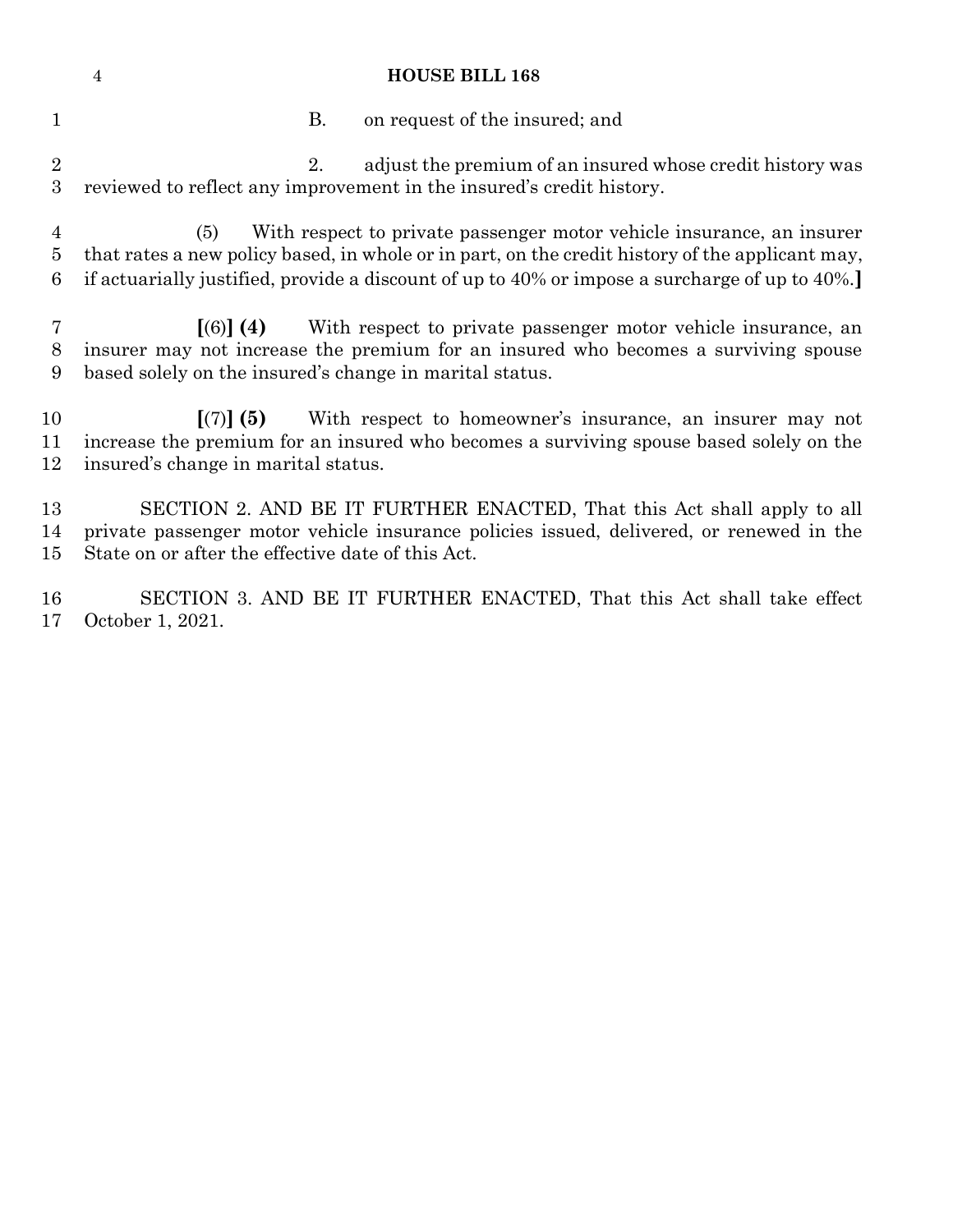B. on request of the insured; and

2. adjust the premium of an insured whose credit history was reviewed to reflect any improvement in the insured's credit history.

(5) With respect to private passenger motor vehicle insurance, an insurer that rates a new policy based, in whole or in part, on the credit history of the applicant may, if actuarially justified, provide a discount of up to 40% or impose a surcharge of up to 40%.**]**

**[**(6)**] (4)** With respect to private passenger motor vehicle insurance, an insurer may not increase the premium for an insured who becomes a surviving spouse based solely on the insured's change in marital status.

**[**(7)**] (5)** With respect to homeowner's insurance, an insurer may not increase the premium for an insured who becomes a surviving spouse based solely on the insured's change in marital status.

SECTION 2. AND BE IT FURTHER ENACTED, That this Act shall apply to all private passenger motor vehicle insurance policies issued, delivered, or renewed in the State on or after the effective date of this Act.

SECTION 3. AND BE IT FURTHER ENACTED, That this Act shall take effect October 1, 2021.